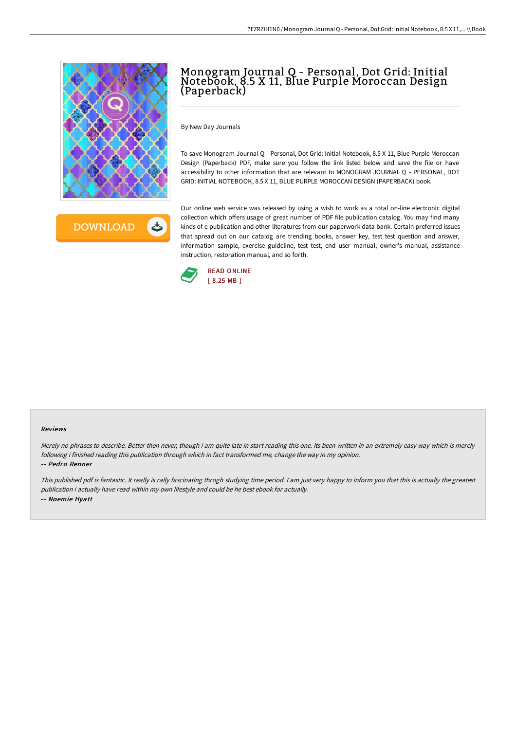# Monogram Journal Q - Personal, Dot Grid: Initial Notebook, 8.5 X 11, Blue Purple Moroccan Design (Paperback)

DOWNLOAD

By New Day Journals

To save Monogram Journal Q - Personal, Dot Grid: Initial Notebook, 8.5 X 11, Blue Purple Moroccan Design (Paperback) PDF, make sure you follow the link listed below and save the file or have accessibility to other information that are relevant to MONOGRAM JOURNAL Q - PERSONAL, DOT GRID: INITIAL NOTEBOOK, 8.5 X 11, BLUE PURPLE MOROCCAN DESIGN (PAPERBACK) book.

Our online web service was released by using a wish to work as a total on-line electronic digital collection which offers usage of great number of PDF file publication catalog. You may find many kinds of e-publication and other literatures from our paperwork data bank. Certain preferred issues that spread out on our catalog are trending books, answer key, test test question and answer, information sample, exercise guideline, test test, end user manual, owner's manual, assistance instruction, restoration manual, and so forth.

READ ONLINE
[ 8.25 MB ]

## Reviews

*Merely no phrases to describe. Better then never, though i am quite late in start reading this one. Its been written in an extremely easy way which is merely following i finished reading this publication through which in fact transformed me, change the way in my opinion.*

-- *Pedro Renner*

*This published pdf is fantastic. It really is rally fascinating throgh studying time period. I am just very happy to inform you that this is actually the greatest publication i actually have read within my own lifestyle and could be he best ebook for actually.*

-- *Noemie Hyatt*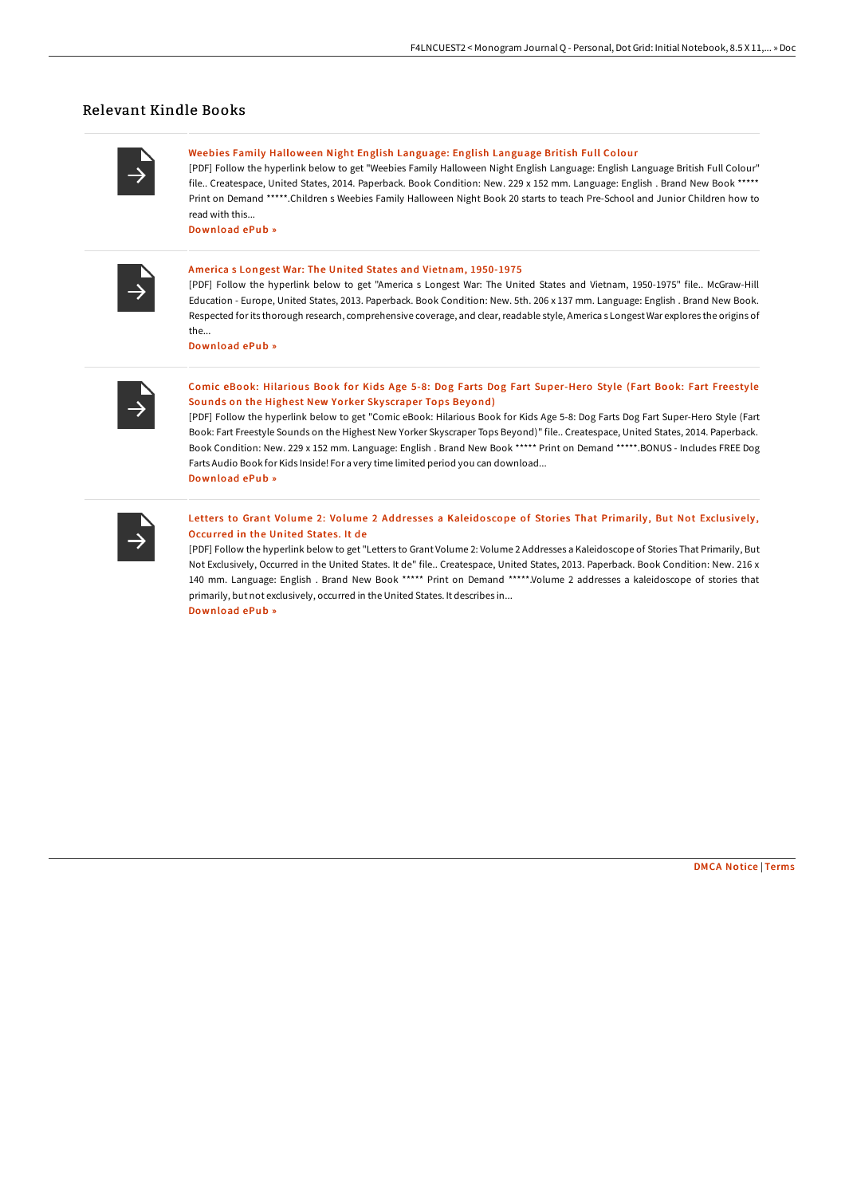## Relevant Kindle Books

### Weebies Family Halloween Night English Language: English Language British Full Colour

[PDF] Follow the hyperlink below to get "Weebies Family Halloween Night English Language: English Language British Full Colour" file.. Createspace, United States, 2014. Paperback. Book Condition: New. 229 x 152 mm. Language: English . Brand New Book ***** Print on Demand *****.Children s Weebies Family Halloween Night Book 20 starts to teach Pre-School and Junior Children how to read with this...

Download ePub »

### America s Longest War: The United States and Vietnam, 1950-1975

[PDF] Follow the hyperlink below to get "America s Longest War: The United States and Vietnam, 1950-1975" file.. McGraw-Hill Education - Europe, United States, 2013. Paperback. Book Condition: New. 5th. 206 x 137 mm. Language: English . Brand New Book. Respected for its thorough research, comprehensive coverage, and clear, readable style, America s Longest War explores the origins of the...

Download ePub »

### Comic eBook: Hilarious Book for Kids Age 5-8: Dog Farts Dog Fart Super-Hero Style (Fart Book: Fart Freestyle Sounds on the Highest New Yorker Skyscraper Tops Beyond)

[PDF] Follow the hyperlink below to get "Comic eBook: Hilarious Book for Kids Age 5-8: Dog Farts Dog Fart Super-Hero Style (Fart Book: Fart Freestyle Sounds on the Highest New Yorker Skyscraper Tops Beyond)" file.. Createspace, United States, 2014. Paperback. Book Condition: New. 229 x 152 mm. Language: English . Brand New Book ***** Print on Demand *****.BONUS - Includes FREE Dog Farts Audio Book for Kids Inside! For a very time limited period you can download...

Download ePub »

### Letters to Grant Volume 2: Volume 2 Addresses a Kaleidoscope of Stories That Primarily, But Not Exclusively, Occurred in the United States. It de

[PDF] Follow the hyperlink below to get "Letters to Grant Volume 2: Volume 2 Addresses a Kaleidoscope of Stories That Primarily, But Not Exclusively, Occurred in the United States. It de" file.. Createspace, United States, 2013. Paperback. Book Condition: New. 216 x 140 mm. Language: English . Brand New Book ***** Print on Demand *****.Volume 2 addresses a kaleidoscope of stories that primarily, but not exclusively, occurred in the United States. It describes in...

Download ePub »

DMCA Notice | Terms